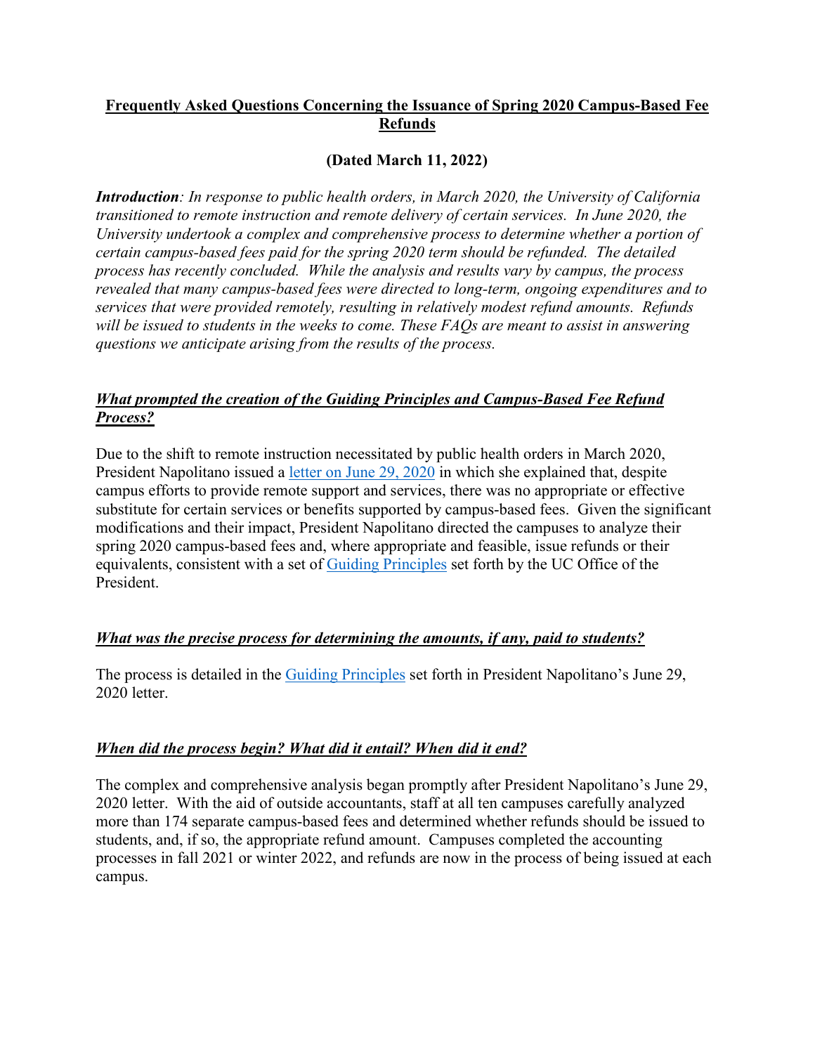# Frequently Asked Questions Concerning the Issuance of Spring 2020 Campus-Based Fee Refunds

## (Dated March 11, 2022)

***Introduction**: In response to public health orders, in March 2020, the University of California transitioned to remote instruction and remote delivery of certain services. In June 2020, the University undertook a complex and comprehensive process to determine whether a portion of certain campus-based fees paid for the spring 2020 term should be refunded. The detailed process has recently concluded. While the analysis and results vary by campus, the process revealed that many campus-based fees were directed to long-term, ongoing expenditures and to services that were provided remotely, resulting in relatively modest refund amounts. Refunds will be issued to students in the weeks to come. These FAQs are meant to assist in answering questions we anticipate arising from the results of the process.*

### *What prompted the creation of the Guiding Principles and Campus-Based Fee Refund Process?*

Due to the shift to remote instruction necessitated by public health orders in March 2020, President Napolitano issued a letter on June 29, 2020 in which she explained that, despite campus efforts to provide remote support and services, there was no appropriate or effective substitute for certain services or benefits supported by campus-based fees. Given the significant modifications and their impact, President Napolitano directed the campuses to analyze their spring 2020 campus-based fees and, where appropriate and feasible, issue refunds or their equivalents, consistent with a set of Guiding Principles set forth by the UC Office of the President.

### *What was the precise process for determining the amounts, if any, paid to students?*

The process is detailed in the Guiding Principles set forth in President Napolitano's June 29, 2020 letter.

### *When did the process begin? What did it entail? When did it end?*

The complex and comprehensive analysis began promptly after President Napolitano's June 29, 2020 letter. With the aid of outside accountants, staff at all ten campuses carefully analyzed more than 174 separate campus-based fees and determined whether refunds should be issued to students, and, if so, the appropriate refund amount. Campuses completed the accounting processes in fall 2021 or winter 2022, and refunds are now in the process of being issued at each campus.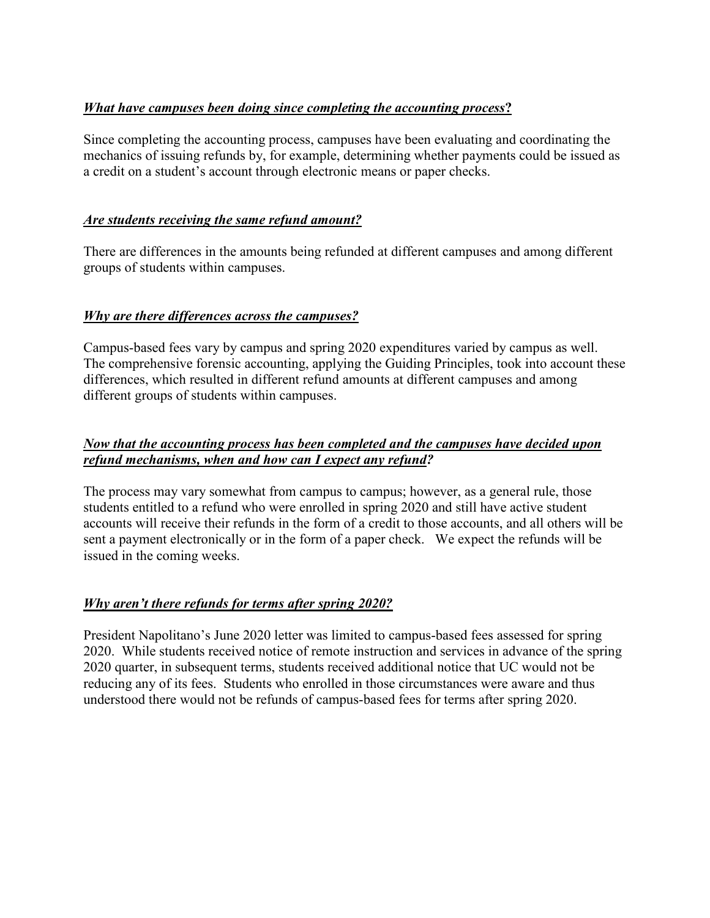***<u>What have campuses been doing since completing the accounting process</u>?***

Since completing the accounting process, campuses have been evaluating and coordinating the mechanics of issuing refunds by, for example, determining whether payments could be issued as a credit on a student's account through electronic means or paper checks.

***<u>Are students receiving the same refund amount?</u>***

There are differences in the amounts being refunded at different campuses and among different groups of students within campuses.

***<u>Why are there differences across the campuses?</u>***

Campus-based fees vary by campus and spring 2020 expenditures varied by campus as well. The comprehensive forensic accounting, applying the Guiding Principles, took into account these differences, which resulted in different refund amounts at different campuses and among different groups of students within campuses.

***<u>Now that the accounting process has been completed and the campuses have decided upon refund mechanisms, when and how can I expect any refund</u>?***

The process may vary somewhat from campus to campus; however, as a general rule, those students entitled to a refund who were enrolled in spring 2020 and still have active student accounts will receive their refunds in the form of a credit to those accounts, and all others will be sent a payment electronically or in the form of a paper check. We expect the refunds will be issued in the coming weeks.

***<u>Why aren't there refunds for terms after spring 2020?</u>***

President Napolitano's June 2020 letter was limited to campus-based fees assessed for spring 2020. While students received notice of remote instruction and services in advance of the spring 2020 quarter, in subsequent terms, students received additional notice that UC would not be reducing any of its fees. Students who enrolled in those circumstances were aware and thus understood there would not be refunds of campus-based fees for terms after spring 2020.